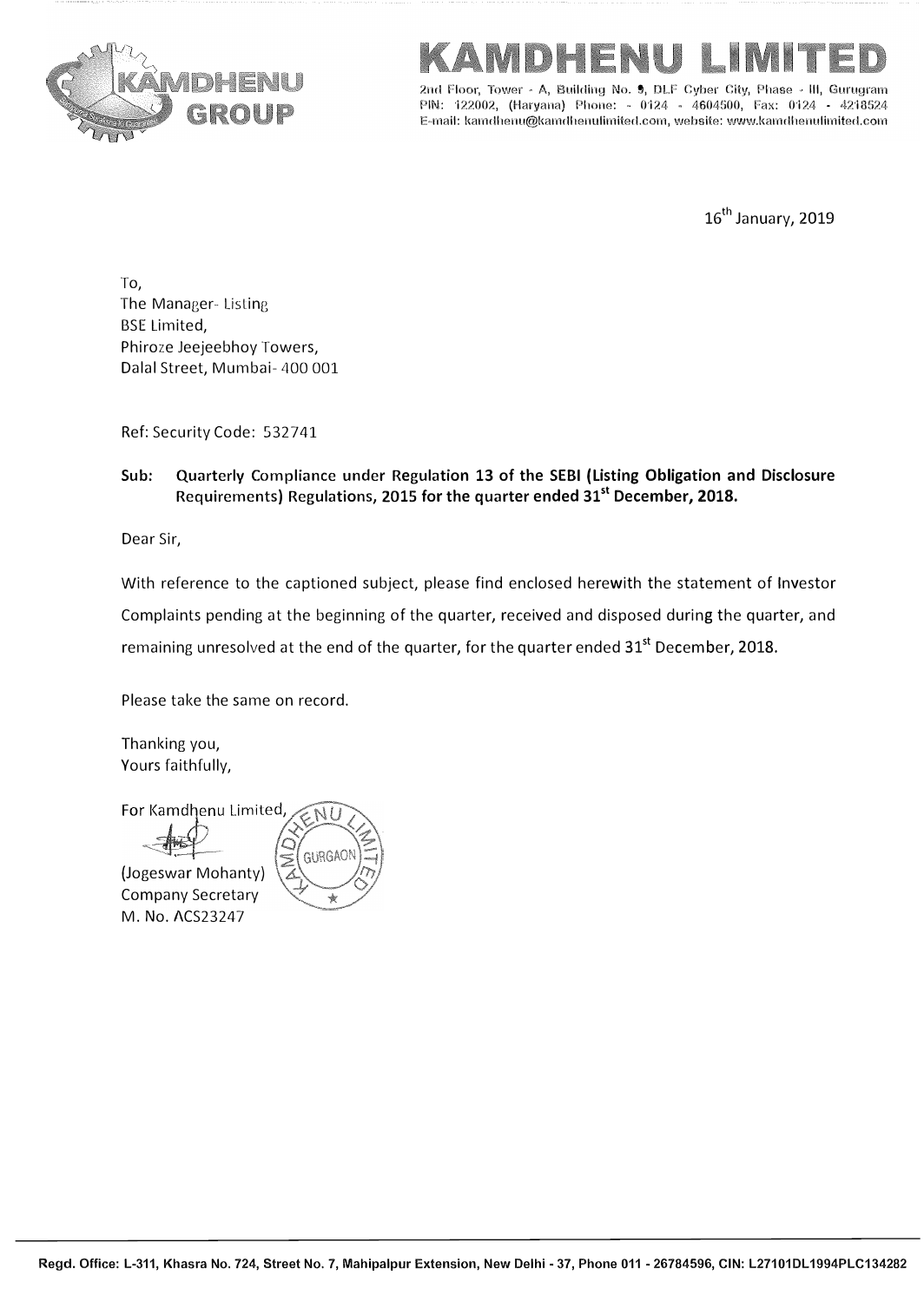# KAMDHENU LIMITED

2nd Floor, Tower - A, Building No. 9, DLF Cyber City, Phase - III, Gurugram PIN: 122002, (Haryana) Phone: - 0124 - 4604500, Fax: 0124 - 4218524 E-mail: kamdhenu@kamdhenulimited.com, website: www.kamdhenulimited.com

16th January, 2019

To,
The Manager- Listing
BSE Limited,
Phiroze Jeejeebhoy Towers,
Dalal Street, Mumbai- 400 001

Ref: Security Code: 532741

**Sub: Quarterly Compliance under Regulation 13 of the SEBI (Listing Obligation and Disclosure Requirements) Regulations, 2015 for the quarter ended 31st December, 2018.**

Dear Sir,

With reference to the captioned subject, please find enclosed herewith the statement of Investor Complaints pending at the beginning of the quarter, received and disposed during the quarter, and remaining unresolved at the end of the quarter, for the quarter ended **31st December, 2018.**

Please take the same on record.

Thanking you,
Yours faithfully,

For Kamdhenu Limited,

(Jogeswar Mohanty)
Company Secretary
M. No. ACS23247

Regd. Office: L-311, Khasra No. 724, Street No. 7, Mahipalpur Extension, New Delhi - 37, Phone 011 - 26784596, CIN: L27101DL1994PLC134282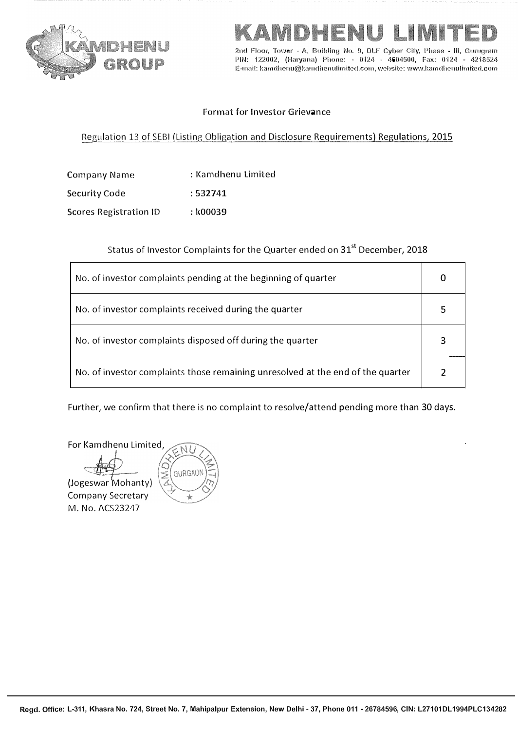# KAMDHENU LIMITED

2nd Floor, Tower - A, Building No. 9, DLF Cyber City, Phase - III, Gurugram PIN: 122002, (Haryana) Phone: - 0124 - 4604500, Fax: 0124 - 4218524 E-mail: kamdhenu@kamdhenulimited.com, website: www.kamdhenulimited.com

Format for Investor Grievance

Regulation 13 of SEBI (Listing Obligation and Disclosure Requirements) Regulations, 2015

Company Name : Kamdhenu Limited

Security Code : 532741

Scores Registration ID : k00039

Status of Investor Complaints for the Quarter ended on 31st December, 2018

| | |
|---|---|
| No. of investor complaints pending at the beginning of quarter | 0 |
| No. of investor complaints received during the quarter | 5 |
| No. of investor complaints disposed off during the quarter | 3 |
| No. of investor complaints those remaining unresolved at the end of the quarter | 2 |

Further, we confirm that there is no complaint to resolve/attend pending more than 30 days.

For Kamdhenu Limited,

(Jogeswar Mohanty)
Company Secretary
M. No. ACS23247

Regd. Office: L-311, Khasra No. 724, Street No. 7, Mahipalpur Extension, New Delhi - 37, Phone 011 - 26784596, CIN: L27101DL1994PLC134282